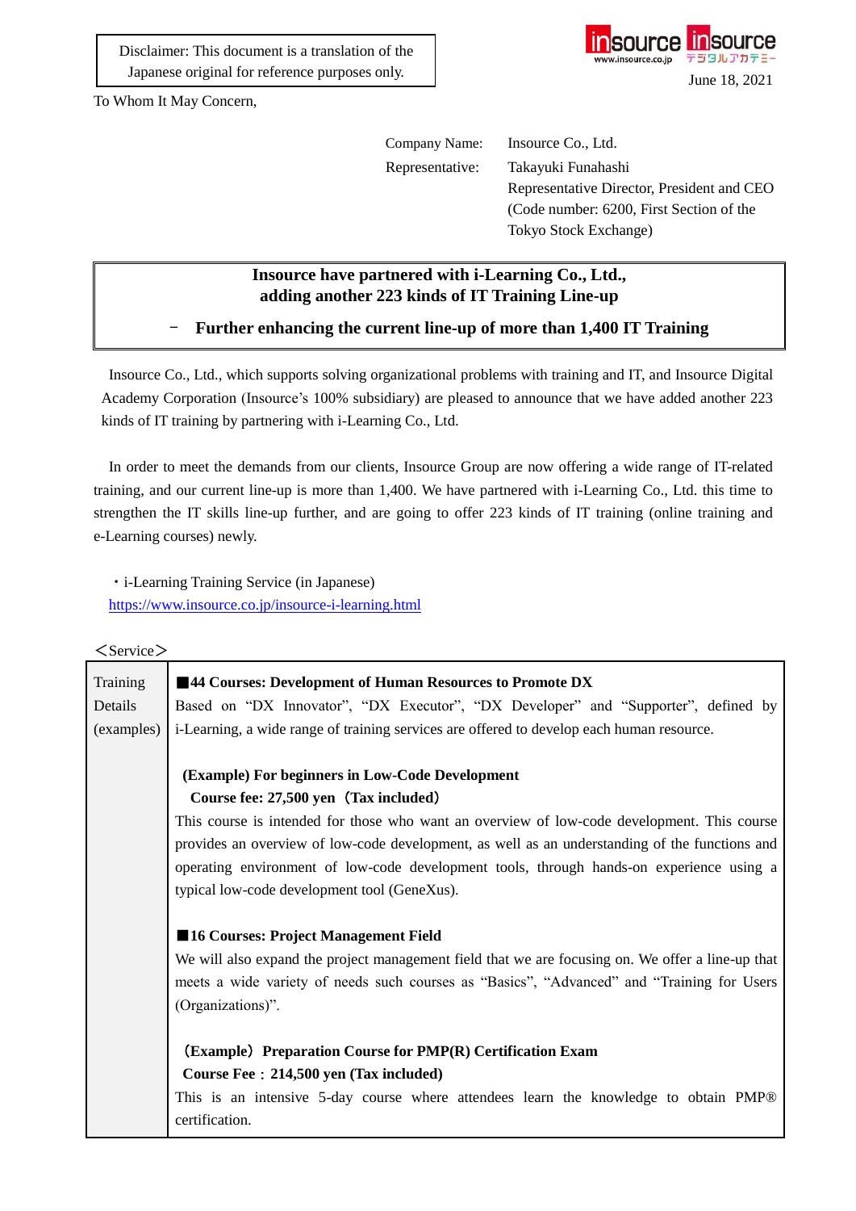Disclaimer: This document is a translation of the Japanese original for reference purposes only.

June 18, 2021

To Whom It May Concern,

Company Name: Insource Co., Ltd.
Representative: Takayuki Funahashi
Representative Director, President and CEO
(Code number: 6200, First Section of the Tokyo Stock Exchange)

## Insource have partnered with i-Learning Co., Ltd., adding another 223 kinds of IT Training Line-up

### － Further enhancing the current line-up of more than 1,400 IT Training

Insource Co., Ltd., which supports solving organizational problems with training and IT, and Insource Digital Academy Corporation (Insource's 100% subsidiary) are pleased to announce that we have added another 223 kinds of IT training by partnering with i-Learning Co., Ltd.

In order to meet the demands from our clients, Insource Group are now offering a wide range of IT-related training, and our current line-up is more than 1,400. We have partnered with i-Learning Co., Ltd. this time to strengthen the IT skills line-up further, and are going to offer 223 kinds of IT training (online training and e-Learning courses) newly.

・i-Learning Training Service (in Japanese)
https://www.insource.co.jp/insource-i-learning.html

＜Service＞

| Training Details (examples) | **■44 Courses: Development of Human Resources to Promote DX**<br>Based on "DX Innovator", "DX Executor", "DX Developer" and "Supporter", defined by i-Learning, a wide range of training services are offered to develop each human resource.<br><br>**(Example) For beginners in Low-Code Development**<br>**Course fee: 27,500 yen（Tax included）**<br>This course is intended for those who want an overview of low-code development. This course provides an overview of low-code development, as well as an understanding of the functions and operating environment of low-code development tools, through hands-on experience using a typical low-code development tool (GeneXus).<br><br>**■16 Courses: Project Management Field**<br>We will also expand the project management field that we are focusing on. We offer a line-up that meets a wide variety of needs such courses as "Basics", "Advanced" and "Training for Users (Organizations)".<br><br>**（Example）Preparation Course for PMP(R) Certification Exam**<br>**Course Fee：214,500 yen (Tax included)**<br>This is an intensive 5-day course where attendees learn the knowledge to obtain PMP® certification. |
|---|---|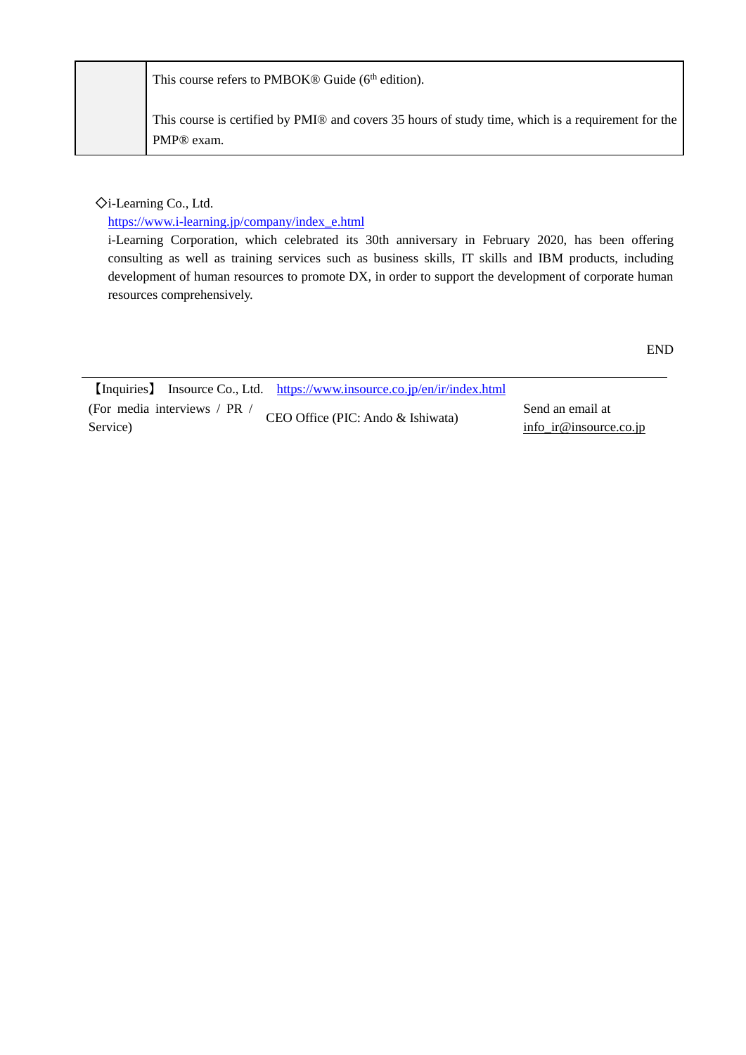| | |
|---|---|
| | This course refers to PMBOK® Guide (6th edition).<br><br>This course is certified by PMI® and covers 35 hours of study time, which is a requirement for the PMP® exam. |

◇i-Learning Co., Ltd.

https://www.i-learning.jp/company/index_e.html

i-Learning Corporation, which celebrated its 30th anniversary in February 2020, has been offering consulting as well as training services such as business skills, IT skills and IBM products, including development of human resources to promote DX, in order to support the development of corporate human resources comprehensively.

END

---

| | | |
|---|---|---|
| 【Inquiries】 Insource Co., Ltd. | https://www.insource.co.jp/en/ir/index.html | |
| (For media interviews / PR / Service) | CEO Office (PIC: Ando & Ishiwata) | Send an email at info_ir@insource.co.jp |